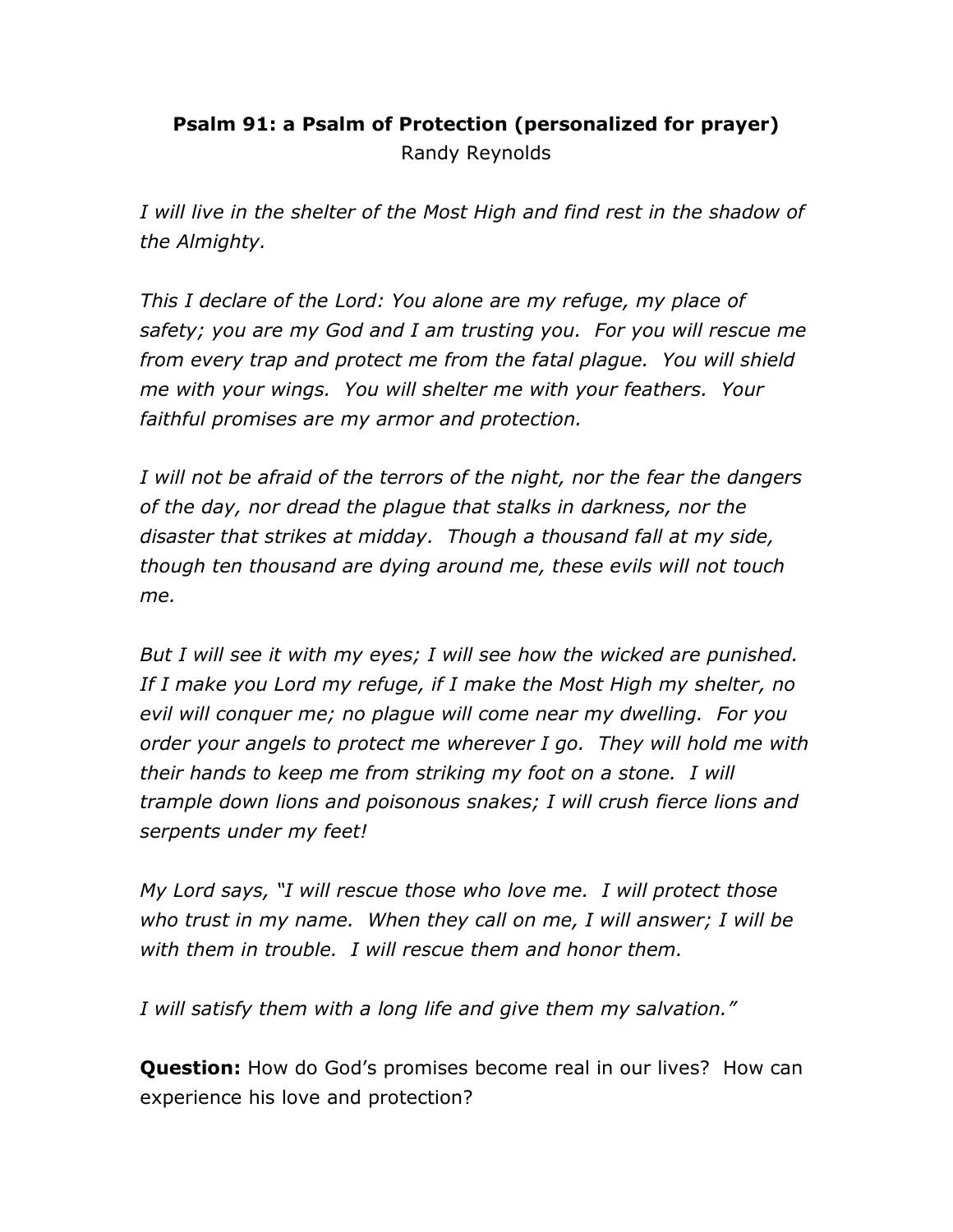**Psalm 91: a Psalm of Protection (personalized for prayer)**

Randy Reynolds

*I will live in the shelter of the Most High and find rest in the shadow of the Almighty.*

*This I declare of the Lord: You alone are my refuge, my place of safety; you are my God and I am trusting you. For you will rescue me from every trap and protect me from the fatal plague. You will shield me with your wings. You will shelter me with your feathers. Your faithful promises are my armor and protection.*

*I will not be afraid of the terrors of the night, nor the fear the dangers of the day, nor dread the plague that stalks in darkness, nor the disaster that strikes at midday. Though a thousand fall at my side, though ten thousand are dying around me, these evils will not touch me.*

*But I will see it with my eyes; I will see how the wicked are punished. If I make you Lord my refuge, if I make the Most High my shelter, no evil will conquer me; no plague will come near my dwelling. For you order your angels to protect me wherever I go. They will hold me with their hands to keep me from striking my foot on a stone. I will trample down lions and poisonous snakes; I will crush fierce lions and serpents under my feet!*

*My Lord says, "I will rescue those who love me. I will protect those who trust in my name. When they call on me, I will answer; I will be with them in trouble. I will rescue them and honor them.*

*I will satisfy them with a long life and give them my salvation."*

**Question:** How do God's promises become real in our lives? How can experience his love and protection?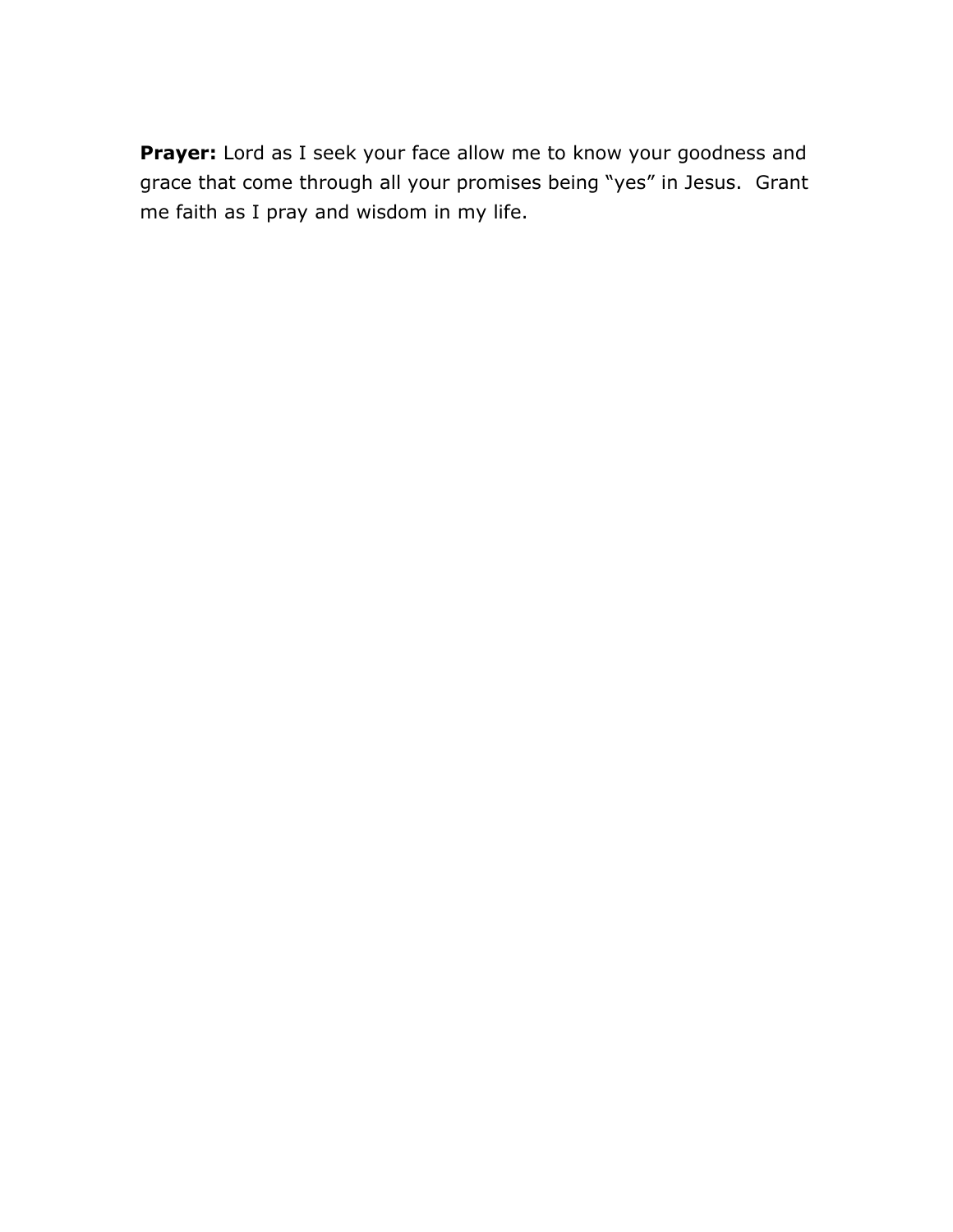**Prayer:** Lord as I seek your face allow me to know your goodness and grace that come through all your promises being "yes" in Jesus. Grant me faith as I pray and wisdom in my life.